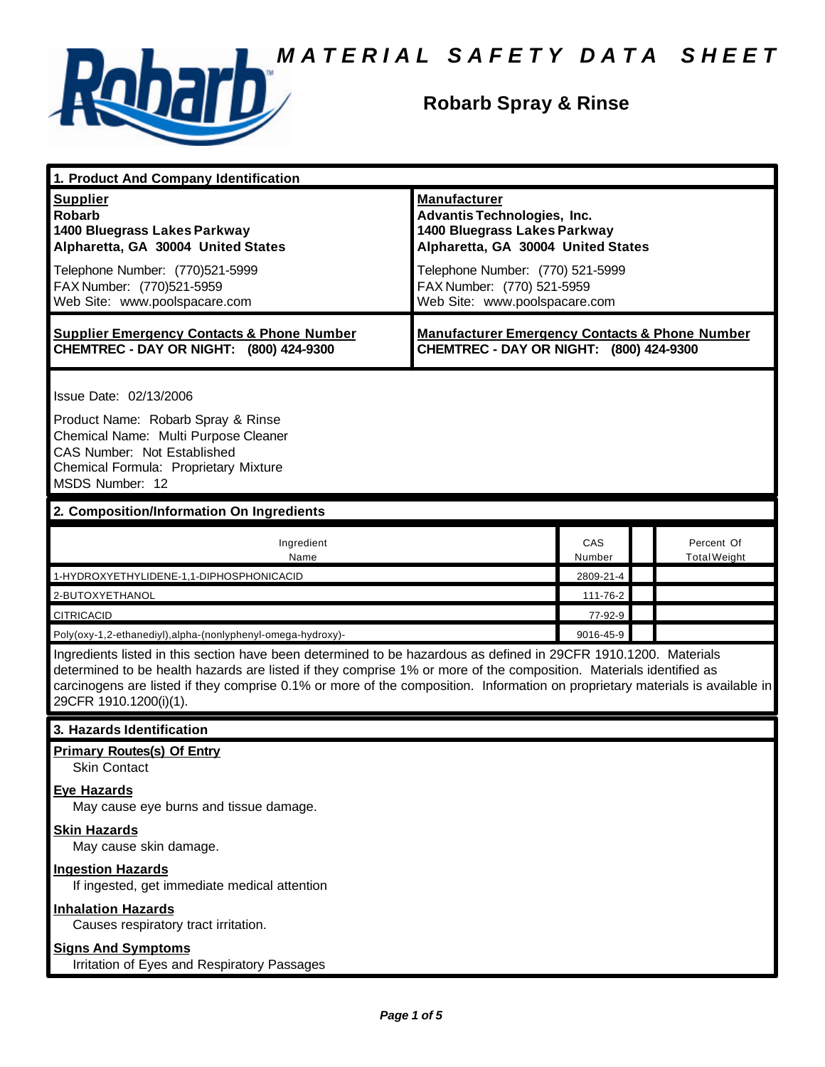# MATERIAL SAFETY DATA SHEET

## Robarb Spray & Rinse

## 1. Product And Company Identification

**Supplier**
**Robarb**
**1400 Bluegrass Lakes Parkway**
**Alpharetta, GA 30004 United States**

Telephone Number: (770)521-5999
FAX Number: (770)521-5959
Web Site: www.poolspacare.com

**Manufacturer**
**Advantis Technologies, Inc.**
**1400 Bluegrass Lakes Parkway**
**Alpharetta, GA 30004 United States**

Telephone Number: (770) 521-5999
FAX Number: (770) 521-5959
Web Site: www.poolspacare.com

**Supplier Emergency Contacts & Phone Number**
**CHEMTREC - DAY OR NIGHT: (800) 424-9300**

**Manufacturer Emergency Contacts & Phone Number**
**CHEMTREC - DAY OR NIGHT: (800) 424-9300**

Issue Date: 02/13/2006

Product Name: Robarb Spray & Rinse
Chemical Name: Multi Purpose Cleaner
CAS Number: Not Established
Chemical Formula: Proprietary Mixture
MSDS Number: 12

## 2. Composition/Information On Ingredients

| Ingredient Name | CAS Number | | Percent Of Total Weight |
|---|---|---|---|
| 1-HYDROXYETHYLIDENE-1,1-DIPHOSPHONICACID | 2809-21-4 | | |
| 2-BUTOXYETHANOL | 111-76-2 | | |
| CITRICACID | 77-92-9 | | |
| Poly(oxy-1,2-ethanediyl),alpha-(nonlyphenyl-omega-hydroxy)- | 9016-45-9 | | |

Ingredients listed in this section have been determined to be hazardous as defined in 29CFR 1910.1200. Materials determined to be health hazards are listed if they comprise 1% or more of the composition. Materials identified as carcinogens are listed if they comprise 0.1% or more of the composition. Information on proprietary materials is available in 29CFR 1910.1200(i)(1).

## 3. Hazards Identification

**Primary Routes(s) Of Entry**
Skin Contact

**Eye Hazards**
May cause eye burns and tissue damage.

**Skin Hazards**
May cause skin damage.

**Ingestion Hazards**
If ingested, get immediate medical attention

**Inhalation Hazards**
Causes respiratory tract irritation.

**Signs And Symptoms**
Irritation of Eyes and Respiratory Passages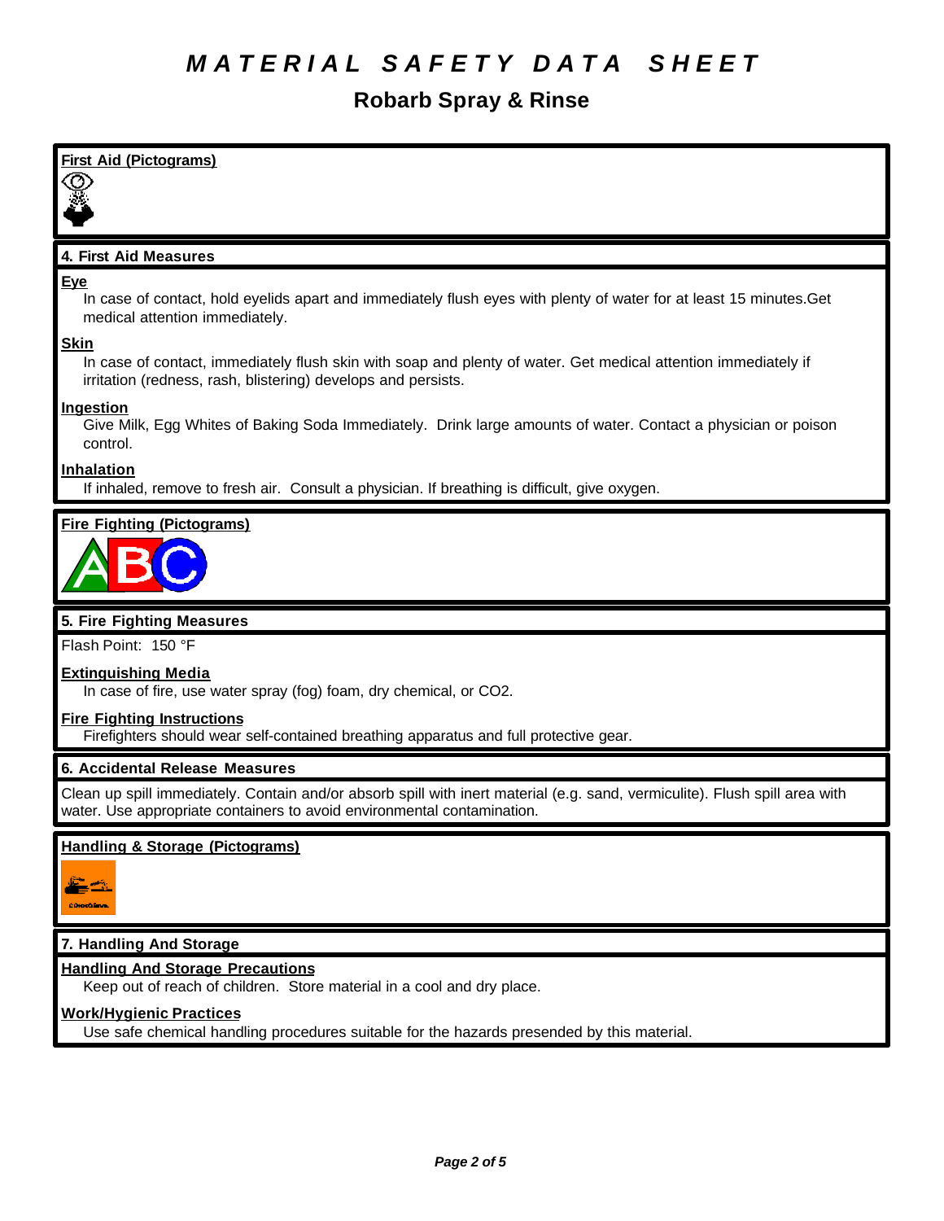# MATERIAL SAFETY DATA SHEET

## Robarb Spray & Rinse

### First Aid (Pictograms)

### 4. First Aid Measures

**Eye**

In case of contact, hold eyelids apart and immediately flush eyes with plenty of water for at least 15 minutes.Get medical attention immediately.

**Skin**

In case of contact, immediately flush skin with soap and plenty of water. Get medical attention immediately if irritation (redness, rash, blistering) develops and persists.

**Ingestion**

Give Milk, Egg Whites of Baking Soda Immediately. Drink large amounts of water. Contact a physician or poison control.

**Inhalation**

If inhaled, remove to fresh air. Consult a physician. If breathing is difficult, give oxygen.

### Fire Fighting (Pictograms)

### 5. Fire Fighting Measures

Flash Point: 150 °F

**Extinguishing Media**

In case of fire, use water spray (fog) foam, dry chemical, or $CO_2$.

**Fire Fighting Instructions**

Firefighters should wear self-contained breathing apparatus and full protective gear.

### 6. Accidental Release Measures

Clean up spill immediately. Contain and/or absorb spill with inert material (e.g. sand, vermiculite). Flush spill area with water. Use appropriate containers to avoid environmental contamination.

### Handling & Storage (Pictograms)

### 7. Handling And Storage

**Handling And Storage Precautions**

Keep out of reach of children. Store material in a cool and dry place.

**Work/Hygienic Practices**

Use safe chemical handling procedures suitable for the hazards presended by this material.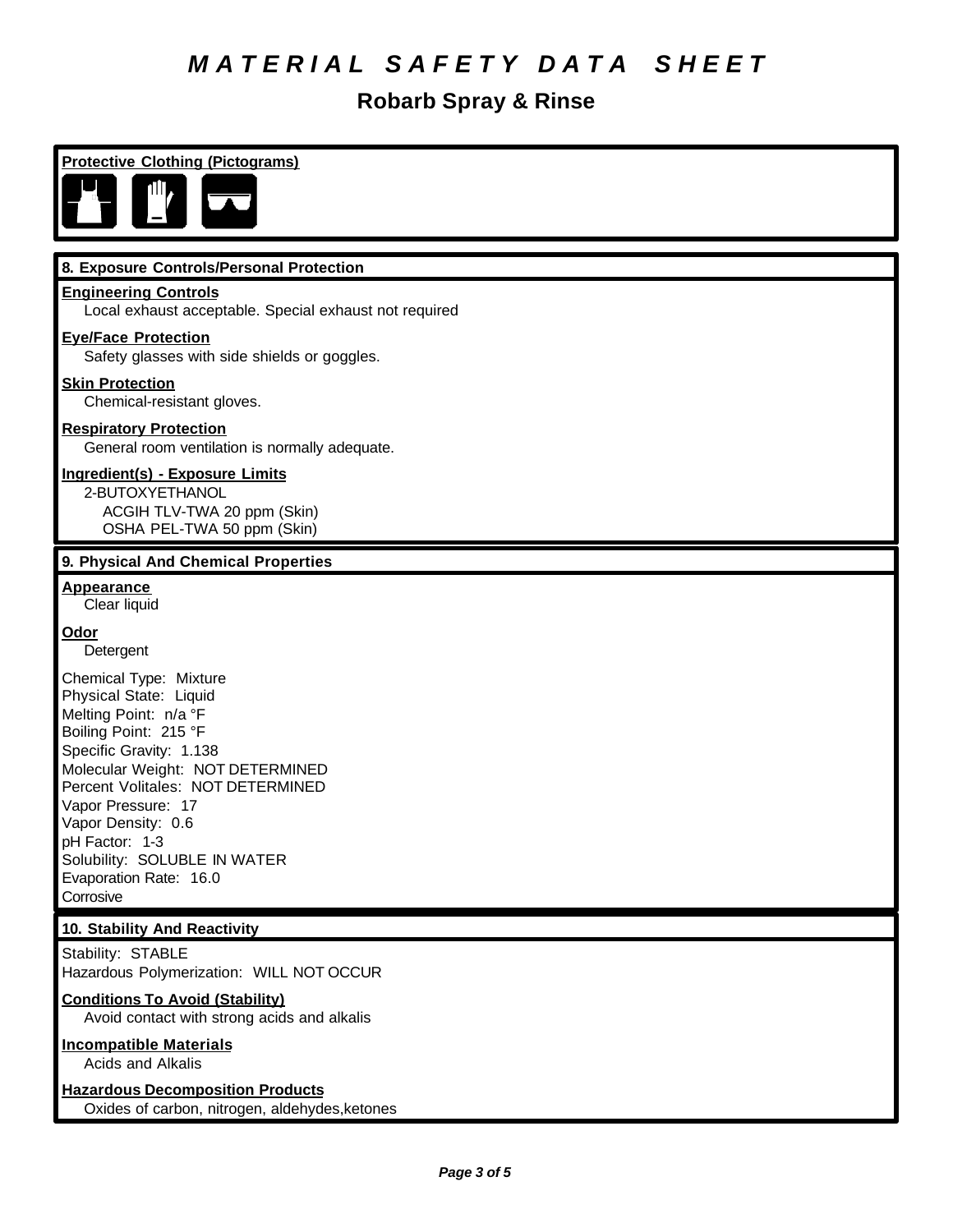# *MATERIAL SAFETY DATA SHEET*

## Robarb Spray & Rinse

**Protective Clothing (Pictograms)**

### 8. Exposure Controls/Personal Protection

**Engineering Controls**

Local exhaust acceptable. Special exhaust not required

**Eye/Face Protection**

Safety glasses with side shields or goggles.

**Skin Protection**

Chemical-resistant gloves.

**Respiratory Protection**

General room ventilation is normally adequate.

**Ingredient(s) - Exposure Limits**

2-BUTOXYETHANOL
ACGIH TLV-TWA 20 ppm (Skin)
OSHA PEL-TWA 50 ppm (Skin)

### 9. Physical And Chemical Properties

**Appearance**

Clear liquid

**Odor**

Detergent

Chemical Type: Mixture
Physical State: Liquid
Melting Point: n/a °F
Boiling Point: 215 °F
Specific Gravity: 1.138
Molecular Weight: NOT DETERMINED
Percent Volitales: NOT DETERMINED
Vapor Pressure: 17
Vapor Density: 0.6
pH Factor: 1-3
Solubility: SOLUBLE IN WATER
Evaporation Rate: 16.0
Corrosive

### 10. Stability And Reactivity

Stability: STABLE
Hazardous Polymerization: WILL NOT OCCUR

**Conditions To Avoid (Stability)**

Avoid contact with strong acids and alkalis

**Incompatible Materials**

Acids and Alkalis

**Hazardous Decomposition Products**

Oxides of carbon, nitrogen, aldehydes,ketones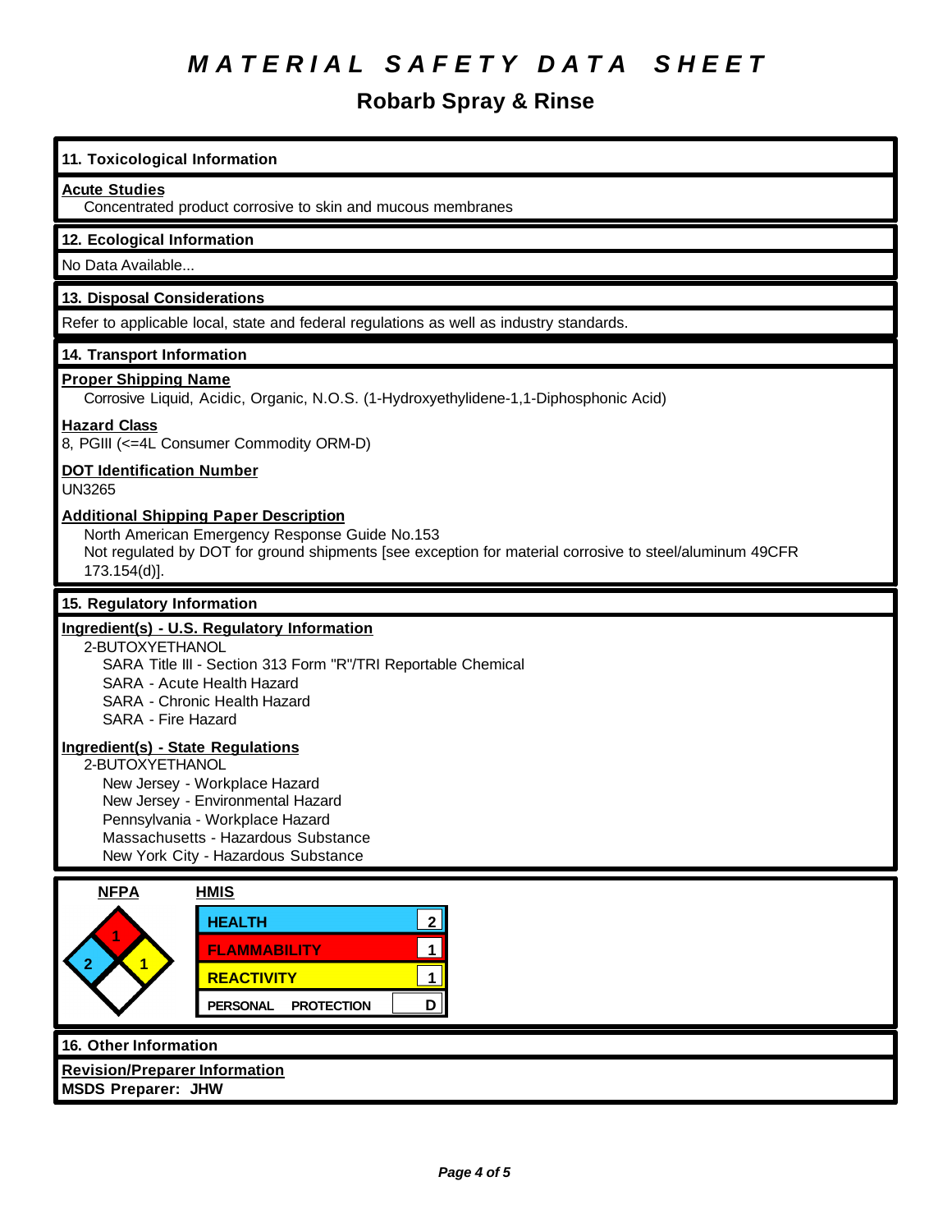# MATERIAL SAFETY DATA SHEET

## Robarb Spray & Rinse

### 11. Toxicological Information

**Acute Studies**

Concentrated product corrosive to skin and mucous membranes

### 12. Ecological Information

No Data Available...

### 13. Disposal Considerations

Refer to applicable local, state and federal regulations as well as industry standards.

### 14. Transport Information

**Proper Shipping Name**

Corrosive Liquid, Acidic, Organic, N.O.S. (1-Hydroxyethylidene-1,1-Diphosphonic Acid)

**Hazard Class**

8, PGIII (<=4L Consumer Commodity ORM-D)

**DOT Identification Number**

UN3265

**Additional Shipping Paper Description**

North American Emergency Response Guide No.153

Not regulated by DOT for ground shipments [see exception for material corrosive to steel/aluminum 49CFR 173.154(d)].

### 15. Regulatory Information

**Ingredient(s) - U.S. Regulatory Information**

2-BUTOXYETHANOL
- SARA Title III - Section 313 Form "R"/TRI Reportable Chemical
- SARA - Acute Health Hazard
- SARA - Chronic Health Hazard
- SARA - Fire Hazard

**Ingredient(s) - State Regulations**

2-BUTOXYETHANOL
- New Jersey - Workplace Hazard
- New Jersey - Environmental Hazard
- Pennsylvania - Workplace Hazard
- Massachusetts - Hazardous Substance
- New York City - Hazardous Substance

**NFPA**

| Health | Flammability | Reactivity | Special |
|---|---|---|---|
| 2 | 1 | 1 | |

**HMIS**

| | |
|---|---|
| HEALTH | 2 |
| FLAMMABILITY | 1 |
| REACTIVITY | 1 |
| PERSONAL PROTECTION | D |

### 16. Other Information

**Revision/Preparer Information**

**MSDS Preparer: JHW**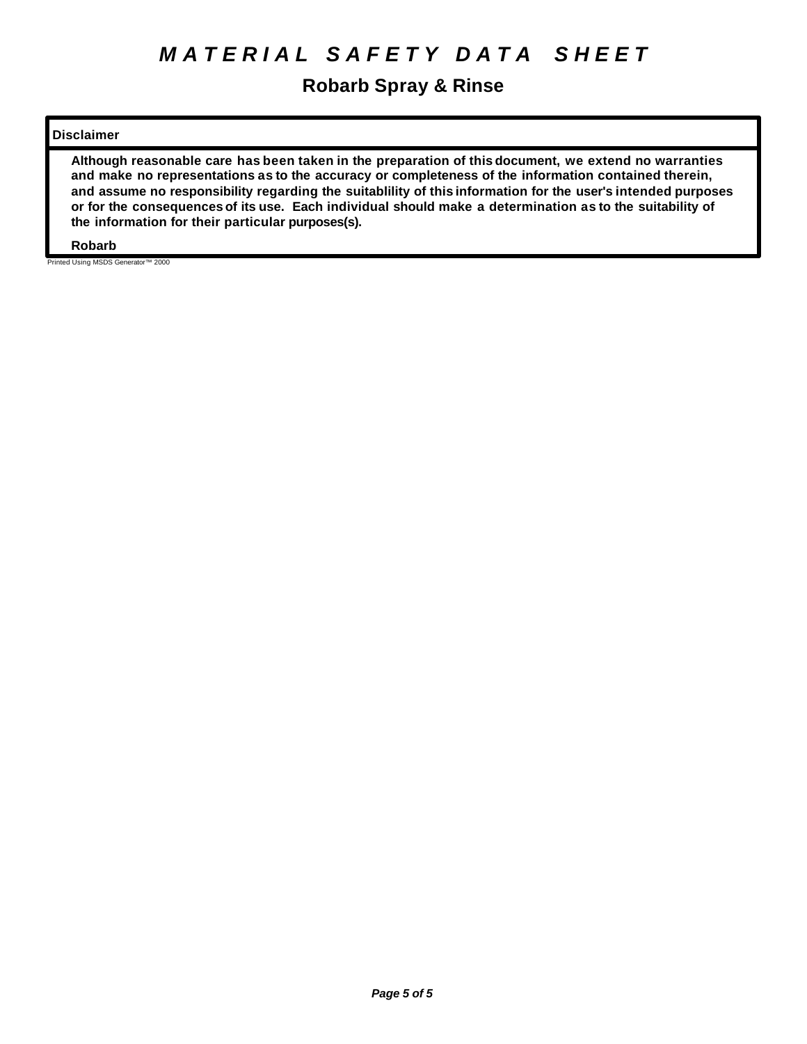# MATERIAL SAFETY DATA SHEET

## Robarb Spray & Rinse

### Disclaimer

**Although reasonable care has been taken in the preparation of this document, we extend no warranties and make no representations as to the accuracy or completeness of the information contained therein, and assume no responsibility regarding the suitablility of this information for the user's intended purposes or for the consequences of its use. Each individual should make a determination as to the suitability of the information for their particular purposes(s).**

**Robarb**

Printed Using MSDS Generator™ 2000